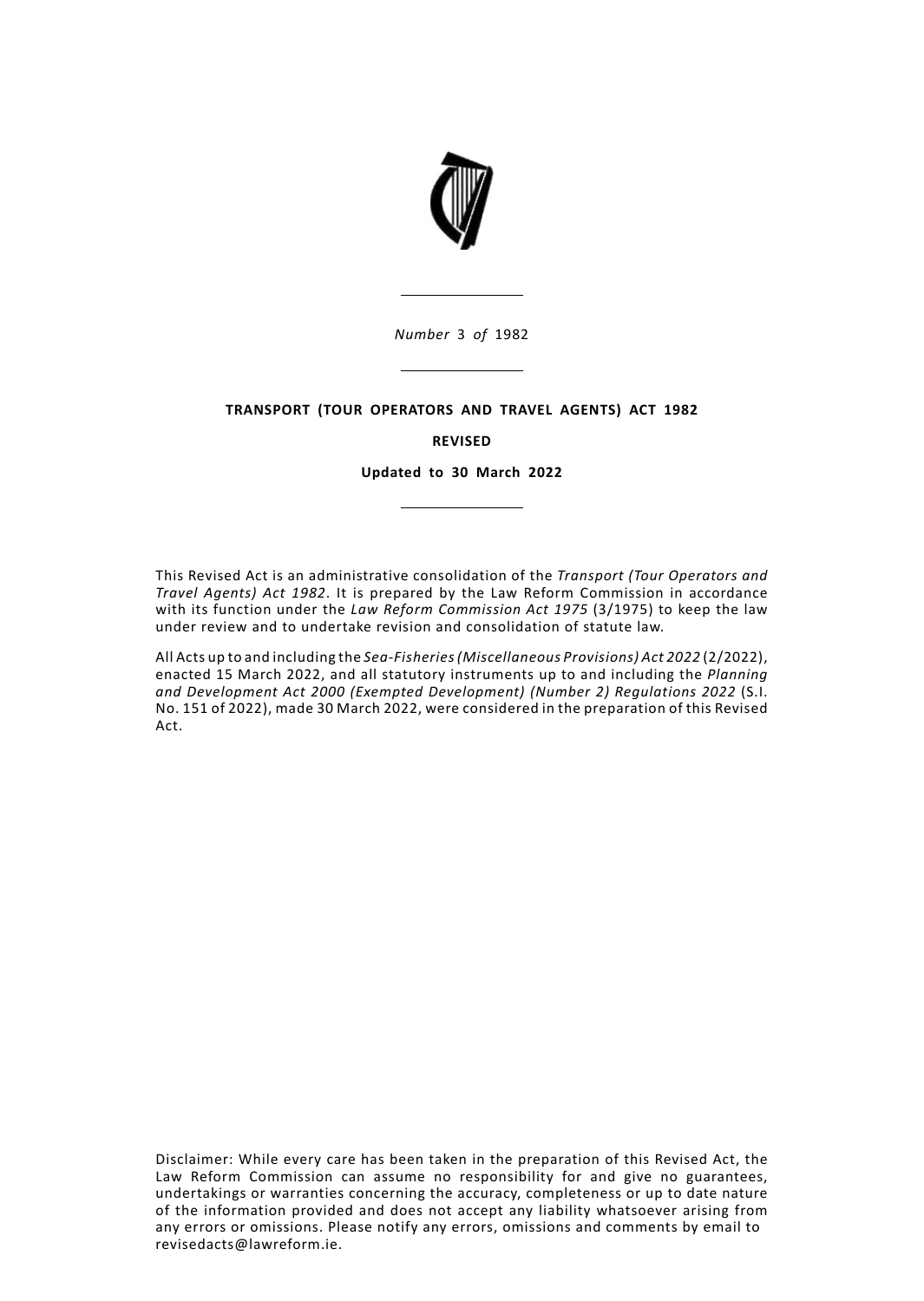*Number* 3 *of* 1982

**TRANSPORT (TOUR OPERATORS AND TRAVEL AGENTS) ACT 1982**

**REVISED**

**Updated to 30 March 2022**

This Revised Act is an administrative consolidation of the *Transport (Tour Operators and Travel Agents) Act 1982*. It is prepared by the Law Reform Commission in accordance with its function under the *Law Reform Commission Act 1975* (3/1975) to keep the law under review and to undertake revision and consolidation of statute law.

All Acts up to and including the *Sea-Fisheries (Miscellaneous Provisions) Act 2022* (2/2022), enacted 15 March 2022, and all statutory instruments up to and including the *Planning and Development Act 2000 (Exempted Development) (Number 2) Regulations 2022* (S.I. No. 151 of 2022), made 30 March 2022, were considered in the preparation of this Revised Act.

Disclaimer: While every care has been taken in the preparation of this Revised Act, the Law Reform Commission can assume no responsibility for and give no guarantees, undertakings or warranties concerning the accuracy, completeness or up to date nature of the information provided and does not accept any liability whatsoever arising from any errors or omissions. Please notify any errors, omissions and comments by email to revisedacts@lawreform.ie.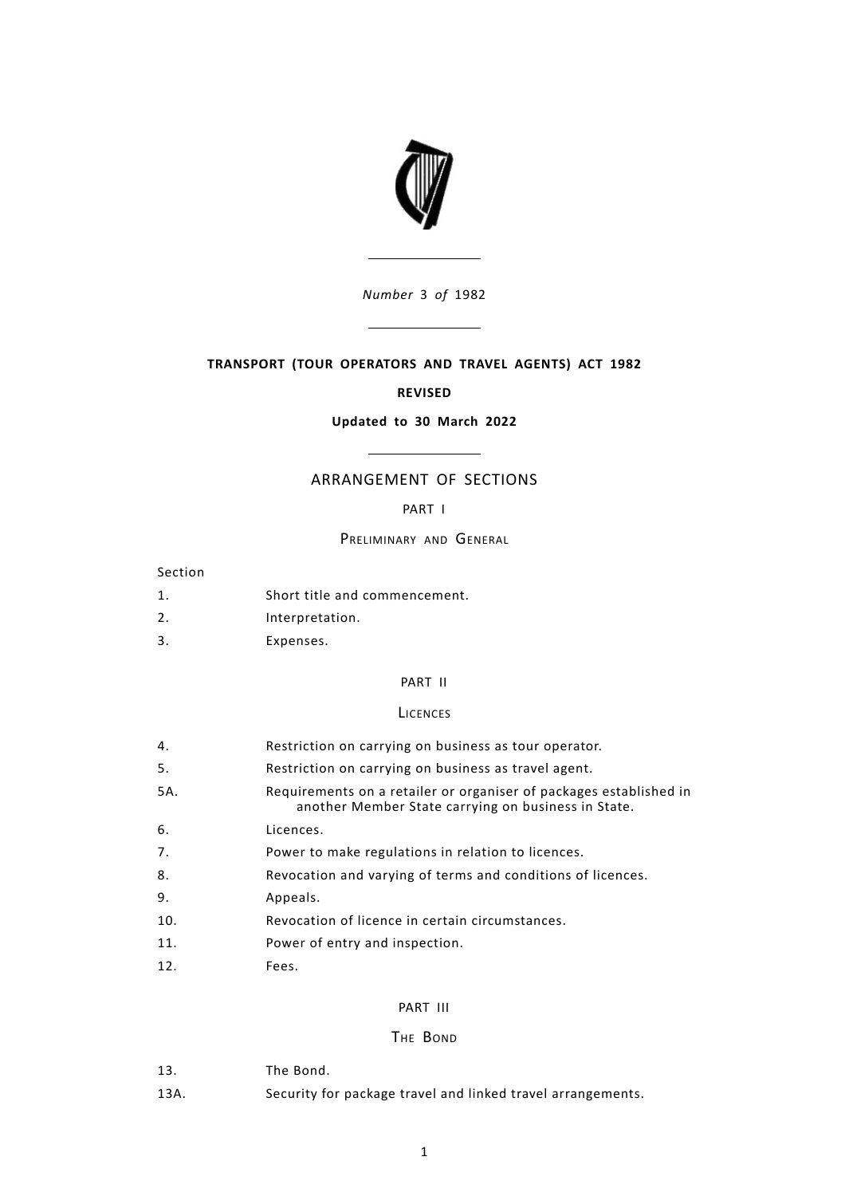*Number* 3 *of* 1982

**TRANSPORT (TOUR OPERATORS AND TRAVEL AGENTS) ACT 1982**

**REVISED**

**Updated to 30 March 2022**

## ARRANGEMENT OF SECTIONS

### PART I

### Preliminary and General

Section

1. Short title and commencement.
2. Interpretation.
3. Expenses.

### PART II

### Licences

4. Restriction on carrying on business as tour operator.
5. Restriction on carrying on business as travel agent.

5A. Requirements on a retailer or organiser of packages established in another Member State carrying on business in State.

6. Licences.
7. Power to make regulations in relation to licences.
8. Revocation and varying of terms and conditions of licences.
9. Appeals.
10. Revocation of licence in certain circumstances.
11. Power of entry and inspection.
12. Fees.

### PART III

### The Bond

13. The Bond.

13A. Security for package travel and linked travel arrangements.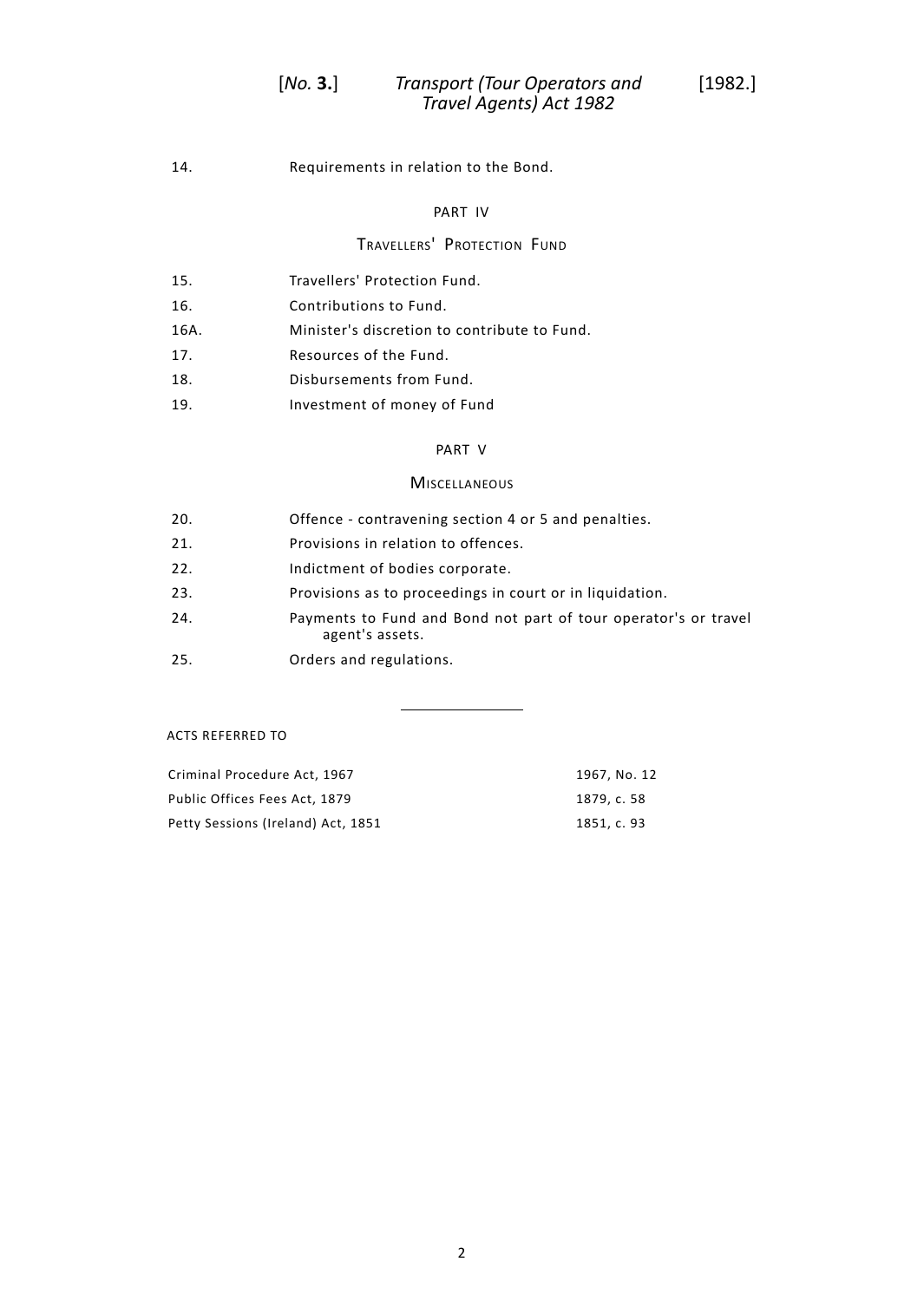14. Requirements in relation to the Bond.

PART IV

TRAVELLERS' PROTECTION FUND

15. Travellers' Protection Fund.

16. Contributions to Fund.

16A. Minister's discretion to contribute to Fund.

17. Resources of the Fund.

18. Disbursements from Fund.

19. Investment of money of Fund

PART V

MISCELLANEOUS

20. Offence - contravening section 4 or 5 and penalties.

21. Provisions in relation to offences.

22. Indictment of bodies corporate.

23. Provisions as to proceedings in court or in liquidation.

24. Payments to Fund and Bond not part of tour operator's or travel agent's assets.

25. Orders and regulations.

---

ACTS REFERRED TO

| | |
|---|---|
| Criminal Procedure Act, 1967 | 1967, No. 12 |
| Public Offices Fees Act, 1879 | 1879, c. 58 |
| Petty Sessions (Ireland) Act, 1851 | 1851, c. 93 |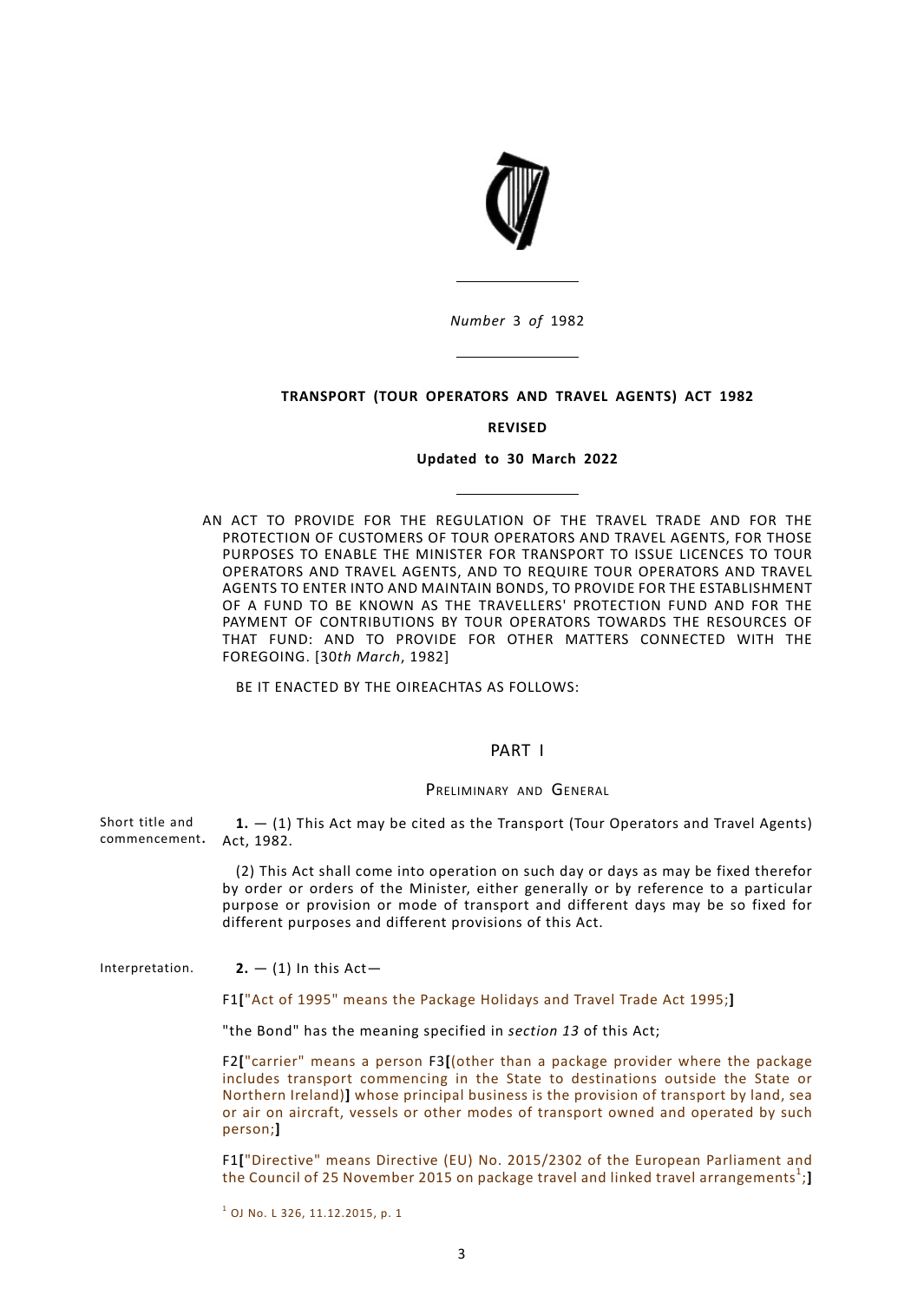*Number* 3 *of* 1982

**TRANSPORT (TOUR OPERATORS AND TRAVEL AGENTS) ACT 1982**

**REVISED**

**Updated to 30 March 2022**

AN ACT TO PROVIDE FOR THE REGULATION OF THE TRAVEL TRADE AND FOR THE PROTECTION OF CUSTOMERS OF TOUR OPERATORS AND TRAVEL AGENTS, FOR THOSE PURPOSES TO ENABLE THE MINISTER FOR TRANSPORT TO ISSUE LICENCES TO TOUR OPERATORS AND TRAVEL AGENTS, AND TO REQUIRE TOUR OPERATORS AND TRAVEL AGENTS TO ENTER INTO AND MAINTAIN BONDS, TO PROVIDE FOR THE ESTABLISHMENT OF A FUND TO BE KNOWN AS THE TRAVELLERS' PROTECTION FUND AND FOR THE PAYMENT OF CONTRIBUTIONS BY TOUR OPERATORS TOWARDS THE RESOURCES OF THAT FUND: AND TO PROVIDE FOR OTHER MATTERS CONNECTED WITH THE FOREGOING. [30*th March*, 1982]

BE IT ENACTED BY THE OIREACHTAS AS FOLLOWS:

# PART I

## PRELIMINARY AND GENERAL

Short title and commencement.

**1.** — (1) This Act may be cited as the Transport (Tour Operators and Travel Agents) Act, 1982.

(2) This Act shall come into operation on such day or days as may be fixed therefor by order or orders of the Minister, either generally or by reference to a particular purpose or provision or mode of transport and different days may be so fixed for different purposes and different provisions of this Act.

Interpretation.

**2.** — (1) In this Act—

F1["Act of 1995" means the Package Holidays and Travel Trade Act 1995;]

"the Bond" has the meaning specified in *section 13* of this Act;

F2["carrier" means a person F3[(other than a package provider where the package includes transport commencing in the State to destinations outside the State or Northern Ireland)] whose principal business is the provision of transport by land, sea or air on aircraft, vessels or other modes of transport owned and operated by such person;]

F1["Directive" means Directive (EU) No. 2015/2302 of the European Parliament and the Council of 25 November 2015 on package travel and linked travel arrangements[1];]

[1] OJ No. L 326, 11.12.2015, p. 1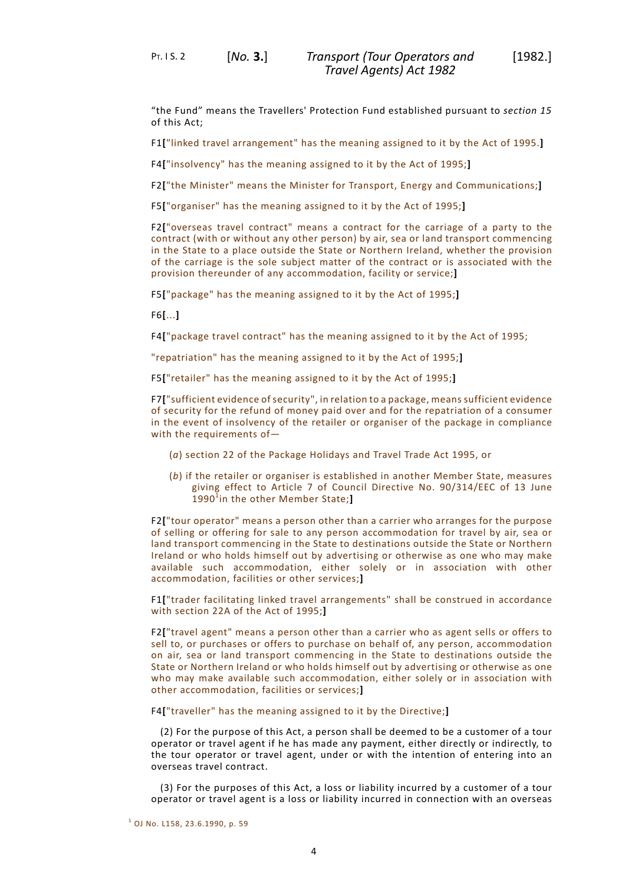"the Fund" means the Travellers' Protection Fund established pursuant to *section 15* of this Act;

F1["linked travel arrangement" has the meaning assigned to it by the Act of 1995.]

F4["insolvency" has the meaning assigned to it by the Act of 1995;]

F2["the Minister" means the Minister for Transport, Energy and Communications;]

F5["organiser" has the meaning assigned to it by the Act of 1995;]

F2["overseas travel contract" means a contract for the carriage of a party to the contract (with or without any other person) by air, sea or land transport commencing in the State to a place outside the State or Northern Ireland, whether the provision of the carriage is the sole subject matter of the contract or is associated with the provision thereunder of any accommodation, facility or service;]

F5["package" has the meaning assigned to it by the Act of 1995;]

F6[...]

F4["package travel contract" has the meaning assigned to it by the Act of 1995;

"repatriation" has the meaning assigned to it by the Act of 1995;]

F5["retailer" has the meaning assigned to it by the Act of 1995;]

F7["sufficient evidence of security", in relation to a package, means sufficient evidence of security for the refund of money paid over and for the repatriation of a consumer in the event of insolvency of the retailer or organiser of the package in compliance with the requirements of—

(*a*) section 22 of the Package Holidays and Travel Trade Act 1995, or

(*b*) if the retailer or organiser is established in another Member State, measures giving effect to Article 7 of Council Directive No. 90/314/EEC of 13 June 1990[1] in the other Member State;]

F2["tour operator" means a person other than a carrier who arranges for the purpose of selling or offering for sale to any person accommodation for travel by air, sea or land transport commencing in the State to destinations outside the State or Northern Ireland or who holds himself out by advertising or otherwise as one who may make available such accommodation, either solely or in association with other accommodation, facilities or other services;]

F1["trader facilitating linked travel arrangements" shall be construed in accordance with section 22A of the Act of 1995;]

F2["travel agent" means a person other than a carrier who as agent sells or offers to sell to, or purchases or offers to purchase on behalf of, any person, accommodation on air, sea or land transport commencing in the State to destinations outside the State or Northern Ireland or who holds himself out by advertising or otherwise as one who may make available such accommodation, either solely or in association with other accommodation, facilities or services;]

F4["traveller" has the meaning assigned to it by the Directive;]

(2) For the purpose of this Act, a person shall be deemed to be a customer of a tour operator or travel agent if he has made any payment, either directly or indirectly, to the tour operator or travel agent, under or with the intention of entering into an overseas travel contract.

(3) For the purposes of this Act, a loss or liability incurred by a customer of a tour operator or travel agent is a loss or liability incurred in connection with an overseas

[1] OJ No. L158, 23.6.1990, p. 59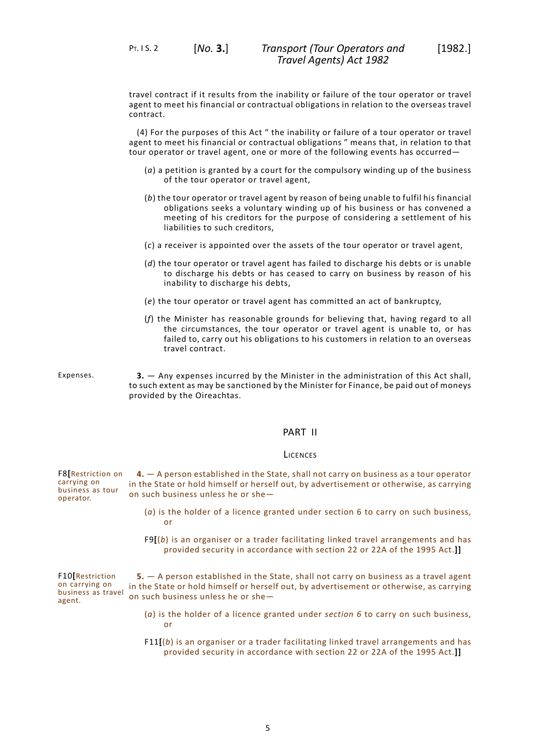travel contract if it results from the inability or failure of the tour operator or travel agent to meet his financial or contractual obligations in relation to the overseas travel contract.

(4) For the purposes of this Act " the inability or failure of a tour operator or travel agent to meet his financial or contractual obligations " means that, in relation to that tour operator or travel agent, one or more of the following events has occurred—

(*a*) a petition is granted by a court for the compulsory winding up of the business of the tour operator or travel agent,

(*b*) the tour operator or travel agent by reason of being unable to fulfil his financial obligations seeks a voluntary winding up of his business or has convened a meeting of his creditors for the purpose of considering a settlement of his liabilities to such creditors,

(*c*) a receiver is appointed over the assets of the tour operator or travel agent,

(*d*) the tour operator or travel agent has failed to discharge his debts or is unable to discharge his debts or has ceased to carry on business by reason of his inability to discharge his debts,

(*e*) the tour operator or travel agent has committed an act of bankruptcy,

(*f*) the Minister has reasonable grounds for believing that, having regard to all the circumstances, the tour operator or travel agent is unable to, or has failed to, carry out his obligations to his customers in relation to an overseas travel contract.

Expenses.

**3.** — Any expenses incurred by the Minister in the administration of this Act shall, to such extent as may be sanctioned by the Minister for Finance, be paid out of moneys provided by the Oireachtas.

## PART II

### LICENCES

F8[Restriction on carrying on business as tour operator.

**4.** — A person established in the State, shall not carry on business as a tour operator in the State or hold himself or herself out, by advertisement or otherwise, as carrying on such business unless he or she—

(*a*) is the holder of a licence granted under section 6 to carry on such business, or

F9[(*b*) is an organiser or a trader facilitating linked travel arrangements and has provided security in accordance with section 22 or 22A of the 1995 Act.]]

F10[Restriction on carrying on business as travel agent.

**5.** — A person established in the State, shall not carry on business as a travel agent in the State or hold himself or herself out, by advertisement or otherwise, as carrying on such business unless he or she—

(*a*) is the holder of a licence granted under *section 6* to carry on such business, or

F11[(*b*) is an organiser or a trader facilitating linked travel arrangements and has provided security in accordance with section 22 or 22A of the 1995 Act.]]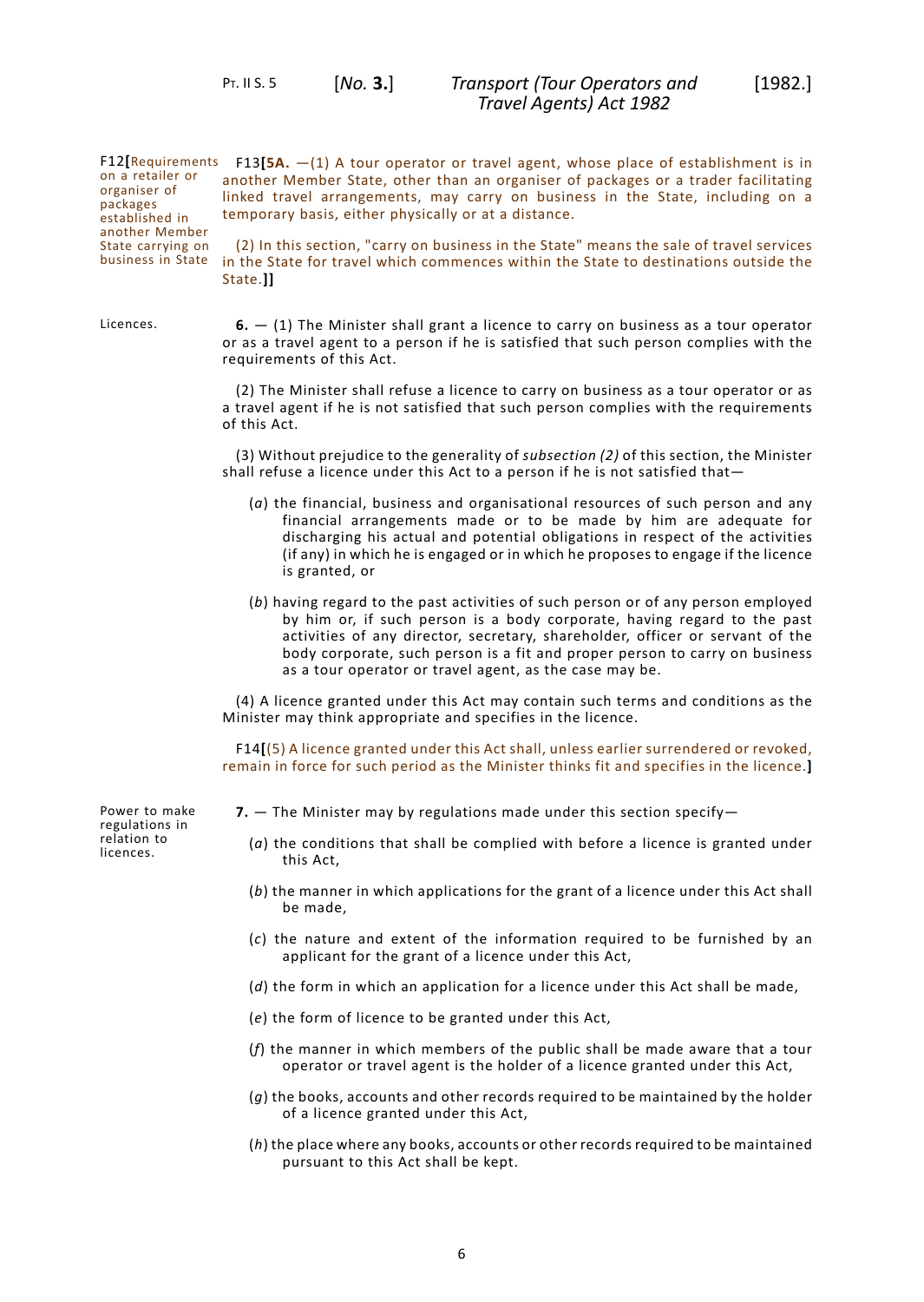F12[Requirements on a retailer or organiser of packages established in another Member State carrying on business in State

F13[**5A.** —(1) A tour operator or travel agent, whose place of establishment is in another Member State, other than an organiser of packages or a trader facilitating linked travel arrangements, may carry on business in the State, including on a temporary basis, either physically or at a distance.

(2) In this section, "carry on business in the State" means the sale of travel services in the State for travel which commences within the State to destinations outside the State.**]]**

Licences.

**6.** — (1) The Minister shall grant a licence to carry on business as a tour operator or as a travel agent to a person if he is satisfied that such person complies with the requirements of this Act.

(2) The Minister shall refuse a licence to carry on business as a tour operator or as a travel agent if he is not satisfied that such person complies with the requirements of this Act.

(3) Without prejudice to the generality of *subsection (2)* of this section, the Minister shall refuse a licence under this Act to a person if he is not satisfied that—

(*a*) the financial, business and organisational resources of such person and any financial arrangements made or to be made by him are adequate for discharging his actual and potential obligations in respect of the activities (if any) in which he is engaged or in which he proposes to engage if the licence is granted, or

(*b*) having regard to the past activities of such person or of any person employed by him or, if such person is a body corporate, having regard to the past activities of any director, secretary, shareholder, officer or servant of the body corporate, such person is a fit and proper person to carry on business as a tour operator or travel agent, as the case may be.

(4) A licence granted under this Act may contain such terms and conditions as the Minister may think appropriate and specifies in the licence.

F14[(5) A licence granted under this Act shall, unless earlier surrendered or revoked, remain in force for such period as the Minister thinks fit and specifies in the licence.**]**

Power to make regulations in relation to licences.

**7.** — The Minister may by regulations made under this section specify—

(*a*) the conditions that shall be complied with before a licence is granted under this Act,

(*b*) the manner in which applications for the grant of a licence under this Act shall be made,

(*c*) the nature and extent of the information required to be furnished by an applicant for the grant of a licence under this Act,

(*d*) the form in which an application for a licence under this Act shall be made,

(*e*) the form of licence to be granted under this Act,

(*f*) the manner in which members of the public shall be made aware that a tour operator or travel agent is the holder of a licence granted under this Act,

(*g*) the books, accounts and other records required to be maintained by the holder of a licence granted under this Act,

(*h*) the place where any books, accounts or other records required to be maintained pursuant to this Act shall be kept.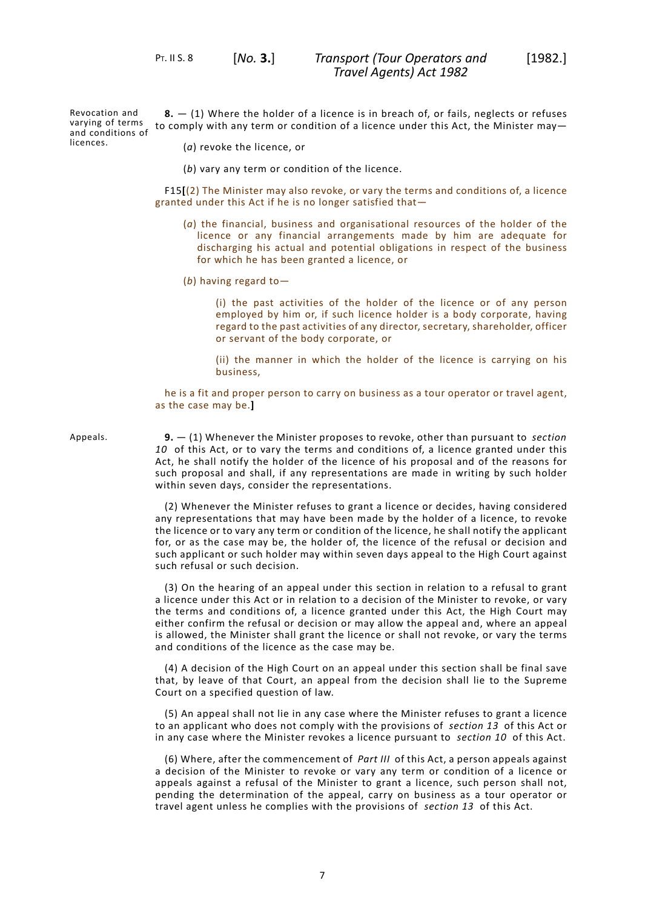Revocation and varying of terms and conditions of licences.

**8.** — (1) Where the holder of a licence is in breach of, or fails, neglects or refuses to comply with any term or condition of a licence under this Act, the Minister may—

(*a*) revoke the licence, or

(*b*) vary any term or condition of the licence.

F15**[**(2) The Minister may also revoke, or vary the terms and conditions of, a licence granted under this Act if he is no longer satisfied that—

(*a*) the financial, business and organisational resources of the holder of the licence or any financial arrangements made by him are adequate for discharging his actual and potential obligations in respect of the business for which he has been granted a licence, or

(*b*) having regard to—

(i) the past activities of the holder of the licence or of any person employed by him or, if such licence holder is a body corporate, having regard to the past activities of any director, secretary, shareholder, officer or servant of the body corporate, or

(ii) the manner in which the holder of the licence is carrying on his business,

he is a fit and proper person to carry on business as a tour operator or travel agent, as the case may be.**]**

Appeals.

**9.** — (1) Whenever the Minister proposes to revoke, other than pursuant to *section 10* of this Act, or to vary the terms and conditions of, a licence granted under this Act, he shall notify the holder of the licence of his proposal and of the reasons for such proposal and shall, if any representations are made in writing by such holder within seven days, consider the representations.

(2) Whenever the Minister refuses to grant a licence or decides, having considered any representations that may have been made by the holder of a licence, to revoke the licence or to vary any term or condition of the licence, he shall notify the applicant for, or as the case may be, the holder of, the licence of the refusal or decision and such applicant or such holder may within seven days appeal to the High Court against such refusal or such decision.

(3) On the hearing of an appeal under this section in relation to a refusal to grant a licence under this Act or in relation to a decision of the Minister to revoke, or vary the terms and conditions of, a licence granted under this Act, the High Court may either confirm the refusal or decision or may allow the appeal and, where an appeal is allowed, the Minister shall grant the licence or shall not revoke, or vary the terms and conditions of the licence as the case may be.

(4) A decision of the High Court on an appeal under this section shall be final save that, by leave of that Court, an appeal from the decision shall lie to the Supreme Court on a specified question of law.

(5) An appeal shall not lie in any case where the Minister refuses to grant a licence to an applicant who does not comply with the provisions of *section 13* of this Act or in any case where the Minister revokes a licence pursuant to *section 10* of this Act.

(6) Where, after the commencement of *Part III* of this Act, a person appeals against a decision of the Minister to revoke or vary any term or condition of a licence or appeals against a refusal of the Minister to grant a licence, such person shall not, pending the determination of the appeal, carry on business as a tour operator or travel agent unless he complies with the provisions of *section 13* of this Act.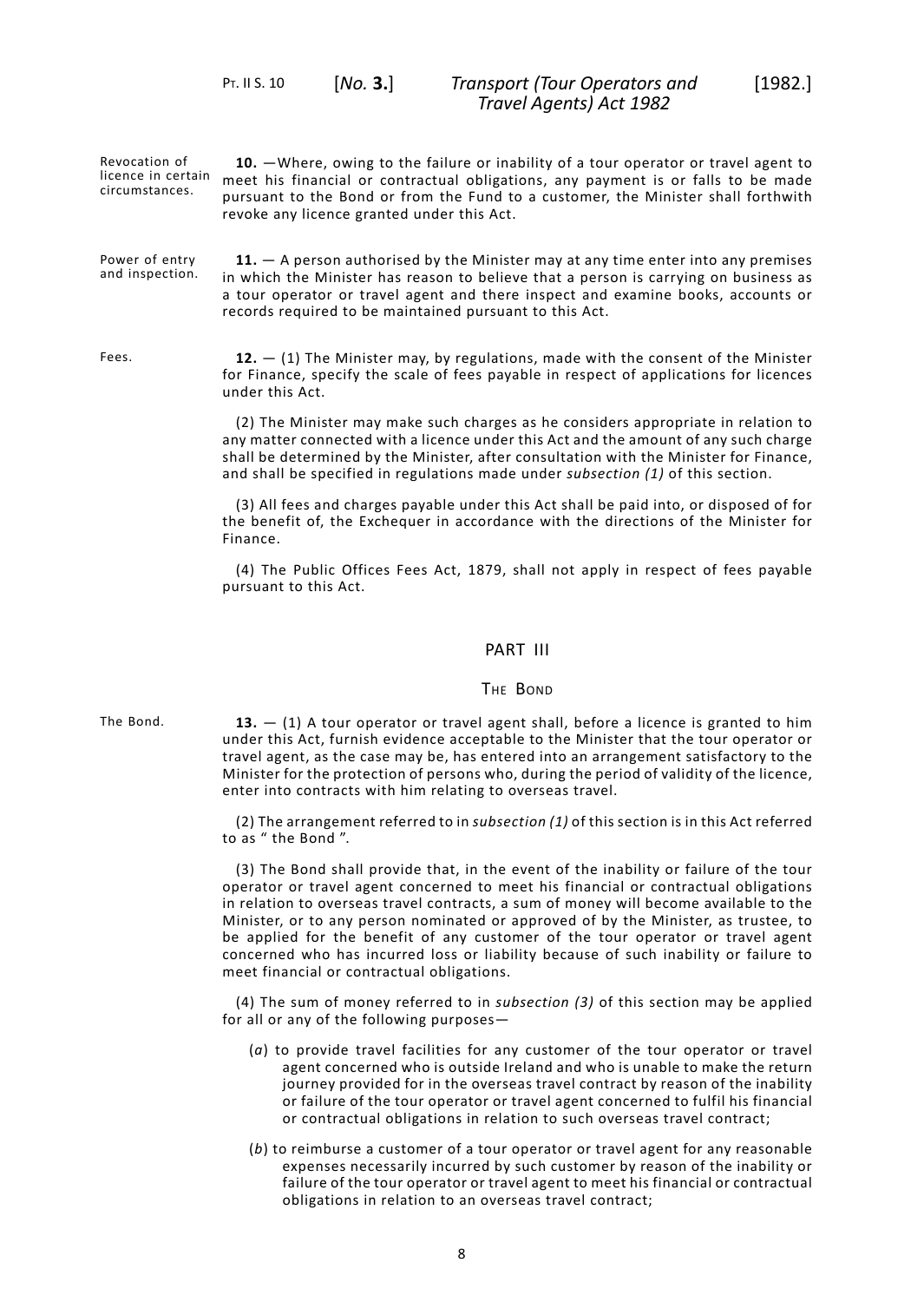Revocation of licence in certain circumstances.

**10.** —Where, owing to the failure or inability of a tour operator or travel agent to meet his financial or contractual obligations, any payment is or falls to be made pursuant to the Bond or from the Fund to a customer, the Minister shall forthwith revoke any licence granted under this Act.

Power of entry and inspection.

**11.** — A person authorised by the Minister may at any time enter into any premises in which the Minister has reason to believe that a person is carrying on business as a tour operator or travel agent and there inspect and examine books, accounts or records required to be maintained pursuant to this Act.

Fees.

**12.** — (1) The Minister may, by regulations, made with the consent of the Minister for Finance, specify the scale of fees payable in respect of applications for licences under this Act.

(2) The Minister may make such charges as he considers appropriate in relation to any matter connected with a licence under this Act and the amount of any such charge shall be determined by the Minister, after consultation with the Minister for Finance, and shall be specified in regulations made under *subsection (1)* of this section.

(3) All fees and charges payable under this Act shall be paid into, or disposed of for the benefit of, the Exchequer in accordance with the directions of the Minister for Finance.

(4) The Public Offices Fees Act, 1879, shall not apply in respect of fees payable pursuant to this Act.

## PART III

### The Bond

The Bond.

**13.** — (1) A tour operator or travel agent shall, before a licence is granted to him under this Act, furnish evidence acceptable to the Minister that the tour operator or travel agent, as the case may be, has entered into an arrangement satisfactory to the Minister for the protection of persons who, during the period of validity of the licence, enter into contracts with him relating to overseas travel.

(2) The arrangement referred to in *subsection (1)* of this section is in this Act referred to as " the Bond ".

(3) The Bond shall provide that, in the event of the inability or failure of the tour operator or travel agent concerned to meet his financial or contractual obligations in relation to overseas travel contracts, a sum of money will become available to the Minister, or to any person nominated or approved of by the Minister, as trustee, to be applied for the benefit of any customer of the tour operator or travel agent concerned who has incurred loss or liability because of such inability or failure to meet financial or contractual obligations.

(4) The sum of money referred to in *subsection (3)* of this section may be applied for all or any of the following purposes—

(*a*) to provide travel facilities for any customer of the tour operator or travel agent concerned who is outside Ireland and who is unable to make the return journey provided for in the overseas travel contract by reason of the inability or failure of the tour operator or travel agent concerned to fulfil his financial or contractual obligations in relation to such overseas travel contract;

(*b*) to reimburse a customer of a tour operator or travel agent for any reasonable expenses necessarily incurred by such customer by reason of the inability or failure of the tour operator or travel agent to meet his financial or contractual obligations in relation to an overseas travel contract;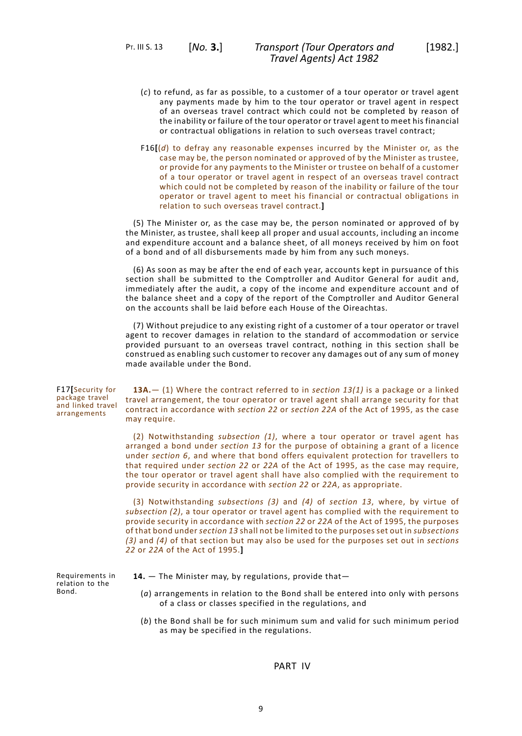(*c*) to refund, as far as possible, to a customer of a tour operator or travel agent any payments made by him to the tour operator or travel agent in respect of an overseas travel contract which could not be completed by reason of the inability or failure of the tour operator or travel agent to meet his financial or contractual obligations in relation to such overseas travel contract;

F16[(*d*) to defray any reasonable expenses incurred by the Minister or, as the case may be, the person nominated or approved of by the Minister as trustee, or provide for any payments to the Minister or trustee on behalf of a customer of a tour operator or travel agent in respect of an overseas travel contract which could not be completed by reason of the inability or failure of the tour operator or travel agent to meet his financial or contractual obligations in relation to such overseas travel contract.]

(5) The Minister or, as the case may be, the person nominated or approved of by the Minister, as trustee, shall keep all proper and usual accounts, including an income and expenditure account and a balance sheet, of all moneys received by him on foot of a bond and of all disbursements made by him from any such moneys.

(6) As soon as may be after the end of each year, accounts kept in pursuance of this section shall be submitted to the Comptroller and Auditor General for audit and, immediately after the audit, a copy of the income and expenditure account and of the balance sheet and a copy of the report of the Comptroller and Auditor General on the accounts shall be laid before each House of the Oireachtas.

(7) Without prejudice to any existing right of a customer of a tour operator or travel agent to recover damages in relation to the standard of accommodation or service provided pursuant to an overseas travel contract, nothing in this section shall be construed as enabling such customer to recover any damages out of any sum of money made available under the Bond.

F17[Security for package travel and linked travel arrangements

**13A.**— (1) Where the contract referred to in *section 13(1)* is a package or a linked travel arrangement, the tour operator or travel agent shall arrange security for that contract in accordance with *section 22* or *section 22A* of the Act of 1995, as the case may require.

(2) Notwithstanding *subsection (1)*, where a tour operator or travel agent has arranged a bond under *section 13* for the purpose of obtaining a grant of a licence under *section 6*, and where that bond offers equivalent protection for travellers to that required under *section 22* or *22A* of the Act of 1995, as the case may require, the tour operator or travel agent shall have also complied with the requirement to provide security in accordance with *section 22* or *22A*, as appropriate.

(3) Notwithstanding *subsections (3)* and *(4)* of *section 13*, where, by virtue of *subsection (2)*, a tour operator or travel agent has complied with the requirement to provide security in accordance with *section 22* or *22A* of the Act of 1995, the purposes of that bond under *section 13* shall not be limited to the purposes set out in *subsections (3)* and *(4)* of that section but may also be used for the purposes set out in *sections 22* or *22A* of the Act of 1995.]

Requirements in relation to the Bond.

**14.** — The Minister may, by regulations, provide that—

(*a*) arrangements in relation to the Bond shall be entered into only with persons of a class or classes specified in the regulations, and

(*b*) the Bond shall be for such minimum sum and valid for such minimum period as may be specified in the regulations.

PART IV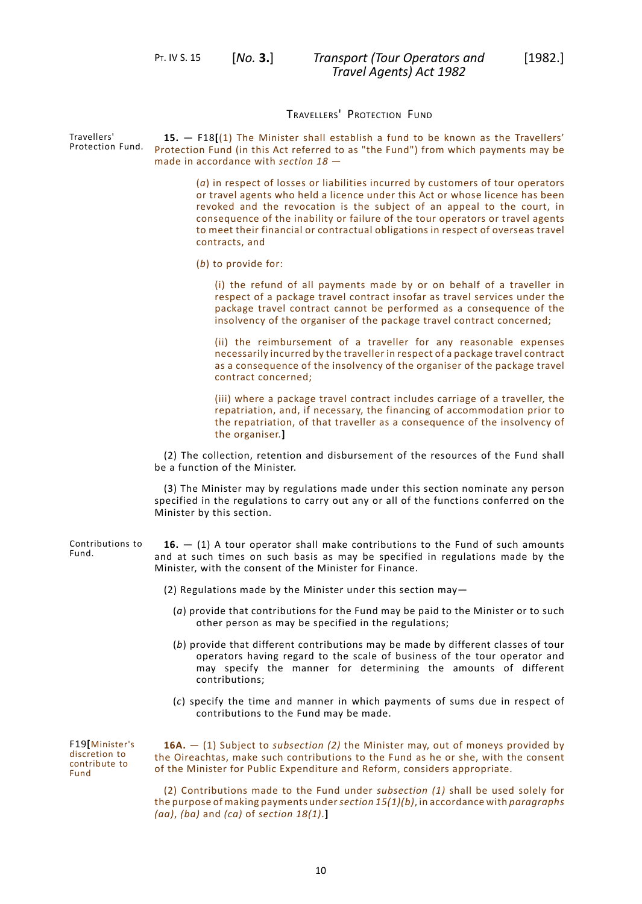### Travellers' Protection Fund

Travellers' Protection Fund.

**15.** — F18[(1) The Minister shall establish a fund to be known as the Travellers' Protection Fund (in this Act referred to as "the Fund") from which payments may be made in accordance with *section 18* —

(*a*) in respect of losses or liabilities incurred by customers of tour operators or travel agents who held a licence under this Act or whose licence has been revoked and the revocation is the subject of an appeal to the court, in consequence of the inability or failure of the tour operators or travel agents to meet their financial or contractual obligations in respect of overseas travel contracts, and

(*b*) to provide for:

(i) the refund of all payments made by or on behalf of a traveller in respect of a package travel contract insofar as travel services under the package travel contract cannot be performed as a consequence of the insolvency of the organiser of the package travel contract concerned;

(ii) the reimbursement of a traveller for any reasonable expenses necessarily incurred by the traveller in respect of a package travel contract as a consequence of the insolvency of the organiser of the package travel contract concerned;

(iii) where a package travel contract includes carriage of a traveller, the repatriation, and, if necessary, the financing of accommodation prior to the repatriation, of that traveller as a consequence of the insolvency of the organiser.]

(2) The collection, retention and disbursement of the resources of the Fund shall be a function of the Minister.

(3) The Minister may by regulations made under this section nominate any person specified in the regulations to carry out any or all of the functions conferred on the Minister by this section.

Contributions to Fund.

**16.** — (1) A tour operator shall make contributions to the Fund of such amounts and at such times on such basis as may be specified in regulations made by the Minister, with the consent of the Minister for Finance.

(2) Regulations made by the Minister under this section may—

(*a*) provide that contributions for the Fund may be paid to the Minister or to such other person as may be specified in the regulations;

(*b*) provide that different contributions may be made by different classes of tour operators having regard to the scale of business of the tour operator and may specify the manner for determining the amounts of different contributions;

(*c*) specify the time and manner in which payments of sums due in respect of contributions to the Fund may be made.

F19[Minister's discretion to contribute to Fund

**16A.** — (1) Subject to *subsection (2)* the Minister may, out of moneys provided by the Oireachtas, make such contributions to the Fund as he or she, with the consent of the Minister for Public Expenditure and Reform, considers appropriate.

(2) Contributions made to the Fund under *subsection (1)* shall be used solely for the purpose of making payments under *section 15(1)(b)*, in accordance with *paragraphs (aa)*, *(ba)* and *(ca)* of *section 18(1)*.]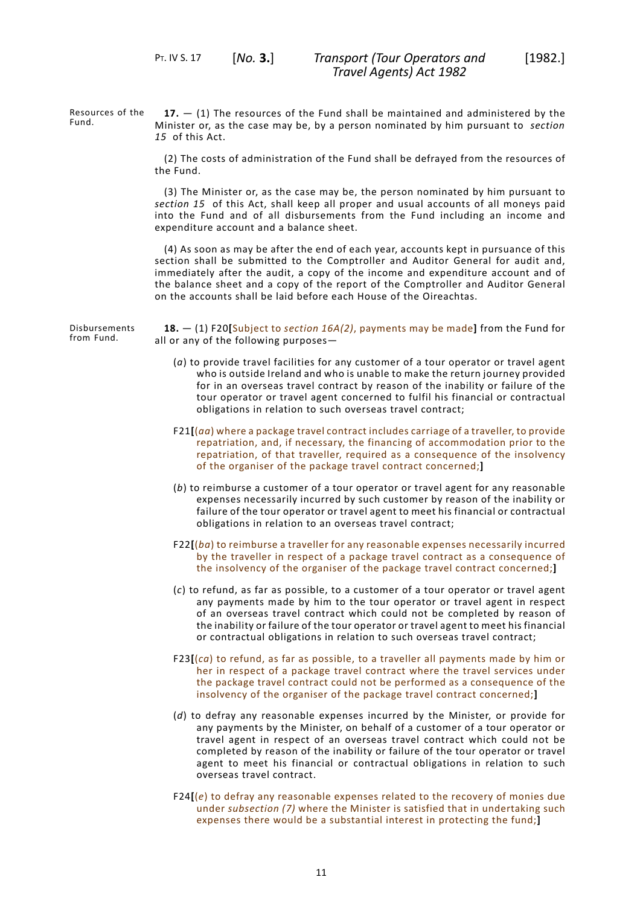Resources of the Fund.

**17.** — (1) The resources of the Fund shall be maintained and administered by the Minister or, as the case may be, by a person nominated by him pursuant to *section 15* of this Act.

(2) The costs of administration of the Fund shall be defrayed from the resources of the Fund.

(3) The Minister or, as the case may be, the person nominated by him pursuant to *section 15* of this Act, shall keep all proper and usual accounts of all moneys paid into the Fund and of all disbursements from the Fund including an income and expenditure account and a balance sheet.

(4) As soon as may be after the end of each year, accounts kept in pursuance of this section shall be submitted to the Comptroller and Auditor General for audit and, immediately after the audit, a copy of the income and expenditure account and of the balance sheet and a copy of the report of the Comptroller and Auditor General on the accounts shall be laid before each House of the Oireachtas.

Disbursements from Fund.

**18.** — (1) F20**[**Subject to *section 16A(2)*, payments may be made**]** from the Fund for all or any of the following purposes—

(*a*) to provide travel facilities for any customer of a tour operator or travel agent who is outside Ireland and who is unable to make the return journey provided for in an overseas travel contract by reason of the inability or failure of the tour operator or travel agent concerned to fulfil his financial or contractual obligations in relation to such overseas travel contract;

F21**[**(*aa*) where a package travel contract includes carriage of a traveller, to provide repatriation, and, if necessary, the financing of accommodation prior to the repatriation, of that traveller, required as a consequence of the insolvency of the organiser of the package travel contract concerned;**]**

(*b*) to reimburse a customer of a tour operator or travel agent for any reasonable expenses necessarily incurred by such customer by reason of the inability or failure of the tour operator or travel agent to meet his financial or contractual obligations in relation to an overseas travel contract;

F22**[**(*ba*) to reimburse a traveller for any reasonable expenses necessarily incurred by the traveller in respect of a package travel contract as a consequence of the insolvency of the organiser of the package travel contract concerned;**]**

(*c*) to refund, as far as possible, to a customer of a tour operator or travel agent any payments made by him to the tour operator or travel agent in respect of an overseas travel contract which could not be completed by reason of the inability or failure of the tour operator or travel agent to meet his financial or contractual obligations in relation to such overseas travel contract;

F23**[**(*ca*) to refund, as far as possible, to a traveller all payments made by him or her in respect of a package travel contract where the travel services under the package travel contract could not be performed as a consequence of the insolvency of the organiser of the package travel contract concerned;**]**

(*d*) to defray any reasonable expenses incurred by the Minister, or provide for any payments by the Minister, on behalf of a customer of a tour operator or travel agent in respect of an overseas travel contract which could not be completed by reason of the inability or failure of the tour operator or travel agent to meet his financial or contractual obligations in relation to such overseas travel contract.

F24**[**(*e*) to defray any reasonable expenses related to the recovery of monies due under *subsection (7)* where the Minister is satisfied that in undertaking such expenses there would be a substantial interest in protecting the fund;**]**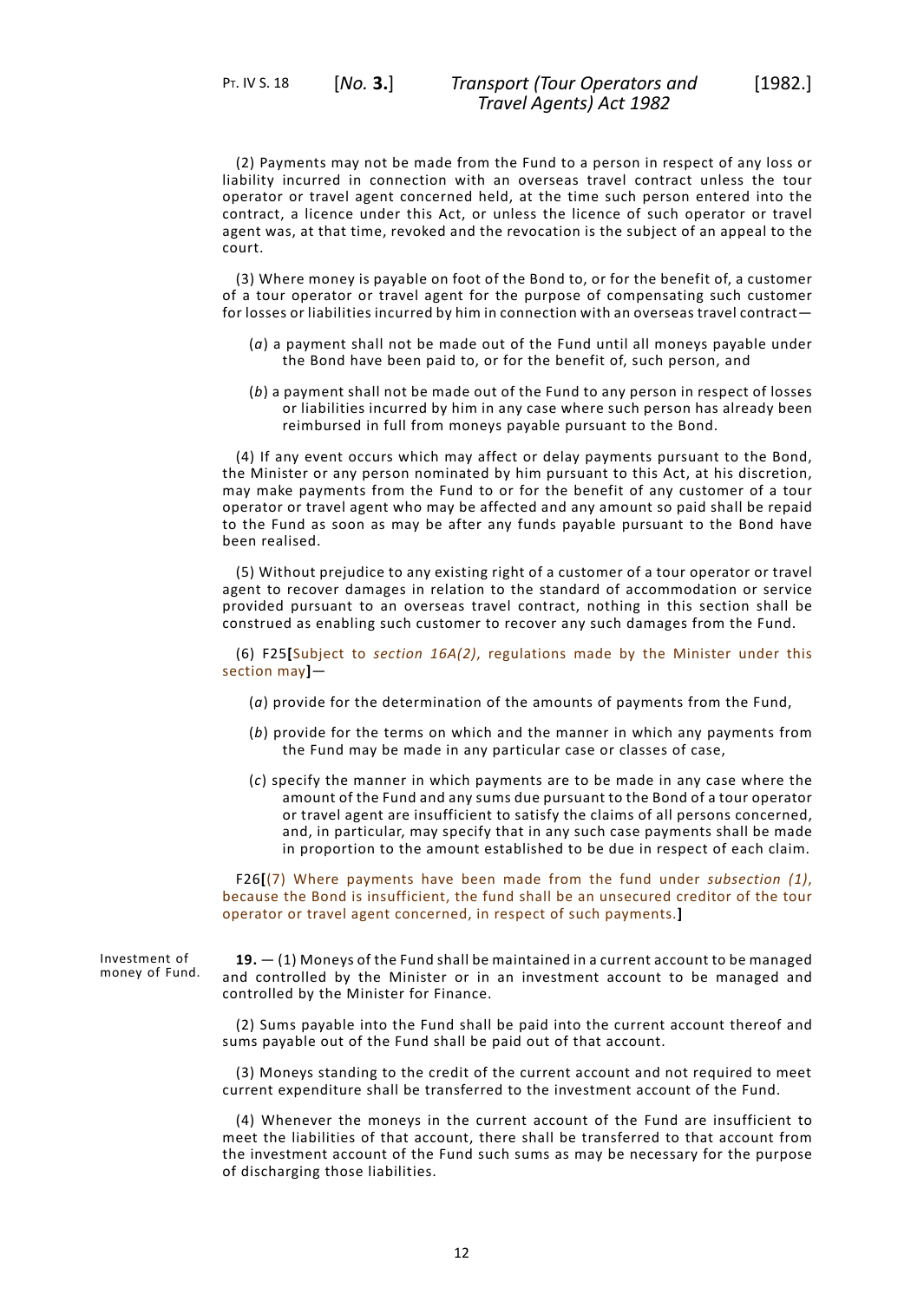(2) Payments may not be made from the Fund to a person in respect of any loss or liability incurred in connection with an overseas travel contract unless the tour operator or travel agent concerned held, at the time such person entered into the contract, a licence under this Act, or unless the licence of such operator or travel agent was, at that time, revoked and the revocation is the subject of an appeal to the court.

(3) Where money is payable on foot of the Bond to, or for the benefit of, a customer of a tour operator or travel agent for the purpose of compensating such customer for losses or liabilities incurred by him in connection with an overseas travel contract—

(*a*) a payment shall not be made out of the Fund until all moneys payable under the Bond have been paid to, or for the benefit of, such person, and

(*b*) a payment shall not be made out of the Fund to any person in respect of losses or liabilities incurred by him in any case where such person has already been reimbursed in full from moneys payable pursuant to the Bond.

(4) If any event occurs which may affect or delay payments pursuant to the Bond, the Minister or any person nominated by him pursuant to this Act, at his discretion, may make payments from the Fund to or for the benefit of any customer of a tour operator or travel agent who may be affected and any amount so paid shall be repaid to the Fund as soon as may be after any funds payable pursuant to the Bond have been realised.

(5) Without prejudice to any existing right of a customer of a tour operator or travel agent to recover damages in relation to the standard of accommodation or service provided pursuant to an overseas travel contract, nothing in this section shall be construed as enabling such customer to recover any such damages from the Fund.

(6) F25**[**Subject to *section 16A(2)*, regulations made by the Minister under this section may**]**—

(*a*) provide for the determination of the amounts of payments from the Fund,

(*b*) provide for the terms on which and the manner in which any payments from the Fund may be made in any particular case or classes of case,

(*c*) specify the manner in which payments are to be made in any case where the amount of the Fund and any sums due pursuant to the Bond of a tour operator or travel agent are insufficient to satisfy the claims of all persons concerned, and, in particular, may specify that in any such case payments shall be made in proportion to the amount established to be due in respect of each claim.

F26**[**(7) Where payments have been made from the fund under *subsection (1)*, because the Bond is insufficient, the fund shall be an unsecured creditor of the tour operator or travel agent concerned, in respect of such payments.**]**

Investment of money of Fund.

**19.** — (1) Moneys of the Fund shall be maintained in a current account to be managed and controlled by the Minister or in an investment account to be managed and controlled by the Minister for Finance.

(2) Sums payable into the Fund shall be paid into the current account thereof and sums payable out of the Fund shall be paid out of that account.

(3) Moneys standing to the credit of the current account and not required to meet current expenditure shall be transferred to the investment account of the Fund.

(4) Whenever the moneys in the current account of the Fund are insufficient to meet the liabilities of that account, there shall be transferred to that account from the investment account of the Fund such sums as may be necessary for the purpose of discharging those liabilities.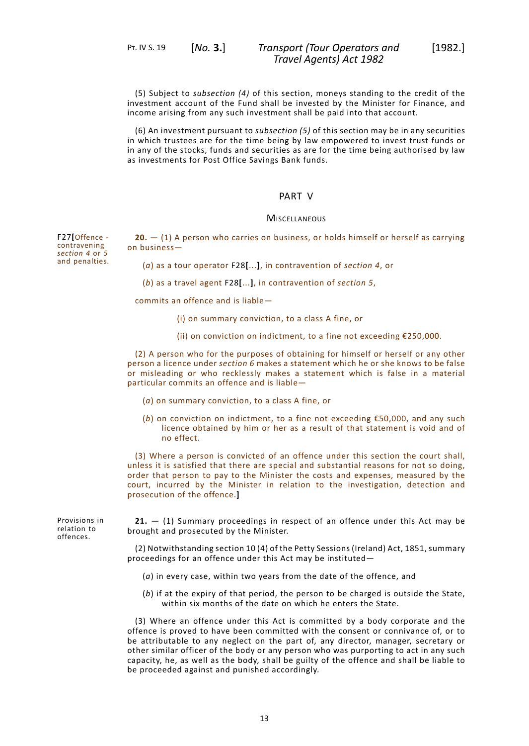(5) Subject to *subsection (4)* of this section, moneys standing to the credit of the investment account of the Fund shall be invested by the Minister for Finance, and income arising from any such investment shall be paid into that account.

(6) An investment pursuant to *subsection (5)* of this section may be in any securities in which trustees are for the time being by law empowered to invest trust funds or in any of the stocks, funds and securities as are for the time being authorised by law as investments for Post Office Savings Bank funds.

## PART V

### Miscellaneous

F27[Offence - contravening *section 4* or *5* and penalties.

**20.** — (1) A person who carries on business, or holds himself or herself as carrying on business—

(*a*) as a tour operator F28[...], in contravention of *section 4*, or

(*b*) as a travel agent F28[...], in contravention of *section 5*,

commits an offence and is liable—

(i) on summary conviction, to a class A fine, or

(ii) on conviction on indictment, to a fine not exceeding €250,000.

(2) A person who for the purposes of obtaining for himself or herself or any other person a licence under *section 6* makes a statement which he or she knows to be false or misleading or who recklessly makes a statement which is false in a material particular commits an offence and is liable—

(*a*) on summary conviction, to a class A fine, or

(*b*) on conviction on indictment, to a fine not exceeding €50,000, and any such licence obtained by him or her as a result of that statement is void and of no effect.

(3) Where a person is convicted of an offence under this section the court shall, unless it is satisfied that there are special and substantial reasons for not so doing, order that person to pay to the Minister the costs and expenses, measured by the court, incurred by the Minister in relation to the investigation, detection and prosecution of the offence.]

Provisions in relation to offences.

**21.** — (1) Summary proceedings in respect of an offence under this Act may be brought and prosecuted by the Minister.

(2) Notwithstanding section 10 (4) of the Petty Sessions (Ireland) Act, 1851, summary proceedings for an offence under this Act may be instituted—

(*a*) in every case, within two years from the date of the offence, and

(*b*) if at the expiry of that period, the person to be charged is outside the State, within six months of the date on which he enters the State.

(3) Where an offence under this Act is committed by a body corporate and the offence is proved to have been committed with the consent or connivance of, or to be attributable to any neglect on the part of, any director, manager, secretary or other similar officer of the body or any person who was purporting to act in any such capacity, he, as well as the body, shall be guilty of the offence and shall be liable to be proceeded against and punished accordingly.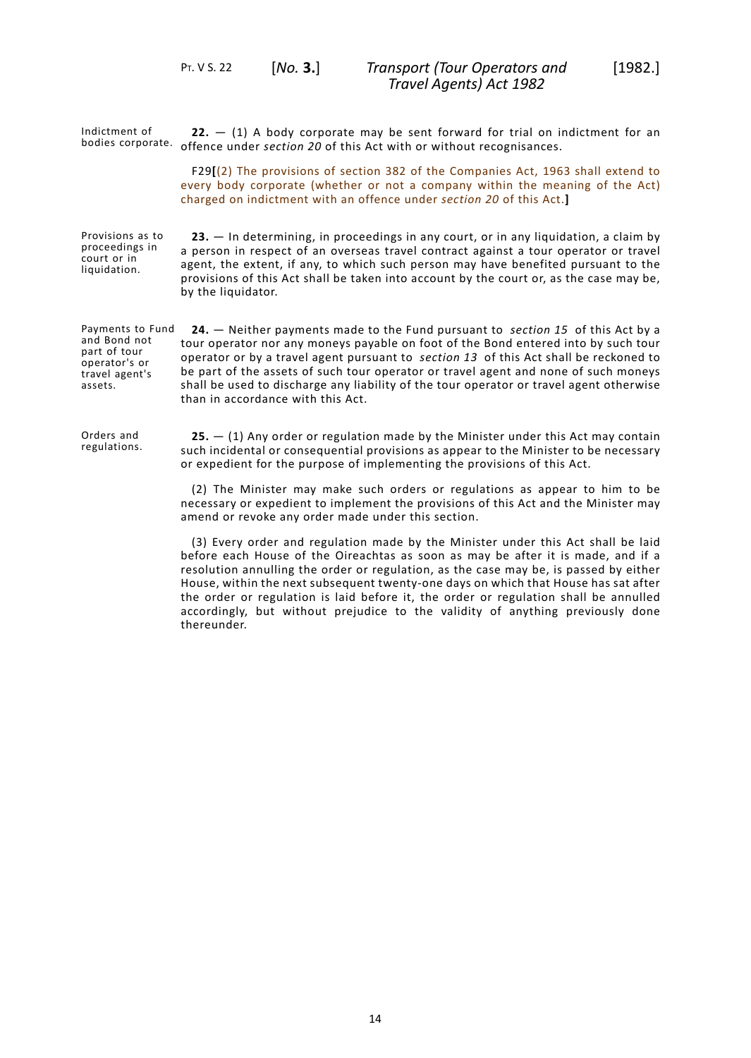Indictment of bodies corporate.

**22.** — (1) A body corporate may be sent forward for trial on indictment for an offence under *section 20* of this Act with or without recognisances.

F29**[**(2) The provisions of section 382 of the Companies Act, 1963 shall extend to every body corporate (whether or not a company within the meaning of the Act) charged on indictment with an offence under *section 20* of this Act.**]**

Provisions as to proceedings in court or in liquidation.

**23.** — In determining, in proceedings in any court, or in any liquidation, a claim by a person in respect of an overseas travel contract against a tour operator or travel agent, the extent, if any, to which such person may have benefited pursuant to the provisions of this Act shall be taken into account by the court or, as the case may be, by the liquidator.

Payments to Fund and Bond not part of tour operator's or travel agent's assets.

**24.** — Neither payments made to the Fund pursuant to *section 15* of this Act by a tour operator nor any moneys payable on foot of the Bond entered into by such tour operator or by a travel agent pursuant to *section 13* of this Act shall be reckoned to be part of the assets of such tour operator or travel agent and none of such moneys shall be used to discharge any liability of the tour operator or travel agent otherwise than in accordance with this Act.

Orders and regulations.

**25.** — (1) Any order or regulation made by the Minister under this Act may contain such incidental or consequential provisions as appear to the Minister to be necessary or expedient for the purpose of implementing the provisions of this Act.

(2) The Minister may make such orders or regulations as appear to him to be necessary or expedient to implement the provisions of this Act and the Minister may amend or revoke any order made under this section.

(3) Every order and regulation made by the Minister under this Act shall be laid before each House of the Oireachtas as soon as may be after it is made, and if a resolution annulling the order or regulation, as the case may be, is passed by either House, within the next subsequent twenty-one days on which that House has sat after the order or regulation is laid before it, the order or regulation shall be annulled accordingly, but without prejudice to the validity of anything previously done thereunder.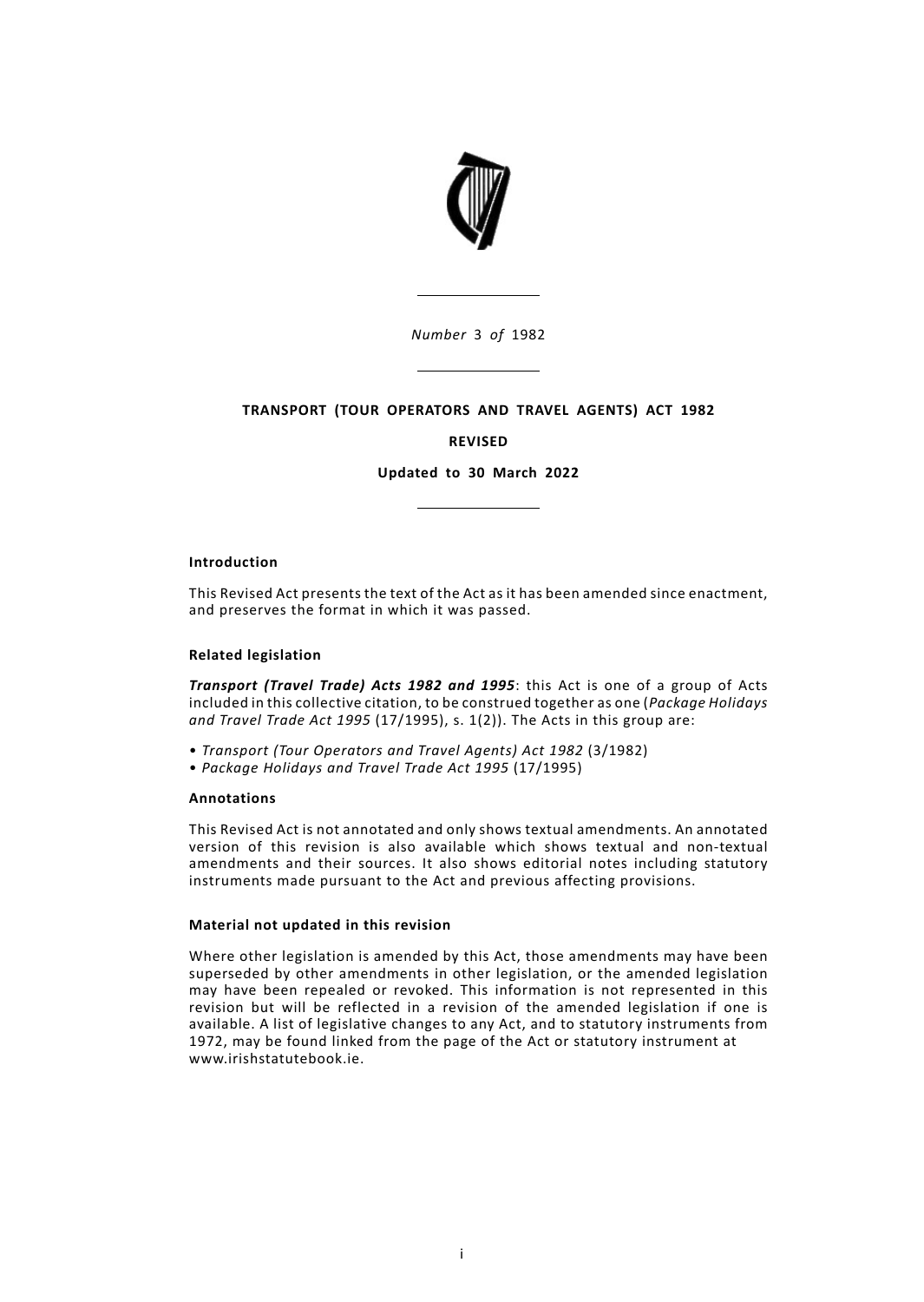*Number* 3 *of* 1982

**TRANSPORT (TOUR OPERATORS AND TRAVEL AGENTS) ACT 1982**

**REVISED**

**Updated to 30 March 2022**

**Introduction**

This Revised Act presents the text of the Act as it has been amended since enactment, and preserves the format in which it was passed.

**Related legislation**

***Transport (Travel Trade) Acts 1982 and 1995***: this Act is one of a group of Acts included in this collective citation, to be construed together as one (*Package Holidays and Travel Trade Act 1995* (17/1995), s. 1(2)). The Acts in this group are:

- *Transport (Tour Operators and Travel Agents) Act 1982* (3/1982)
- *Package Holidays and Travel Trade Act 1995* (17/1995)

**Annotations**

This Revised Act is not annotated and only shows textual amendments. An annotated version of this revision is also available which shows textual and non-textual amendments and their sources. It also shows editorial notes including statutory instruments made pursuant to the Act and previous affecting provisions.

**Material not updated in this revision**

Where other legislation is amended by this Act, those amendments may have been superseded by other amendments in other legislation, or the amended legislation may have been repealed or revoked. This information is not represented in this revision but will be reflected in a revision of the amended legislation if one is available. A list of legislative changes to any Act, and to statutory instruments from 1972, may be found linked from the page of the Act or statutory instrument at www.irishstatutebook.ie.